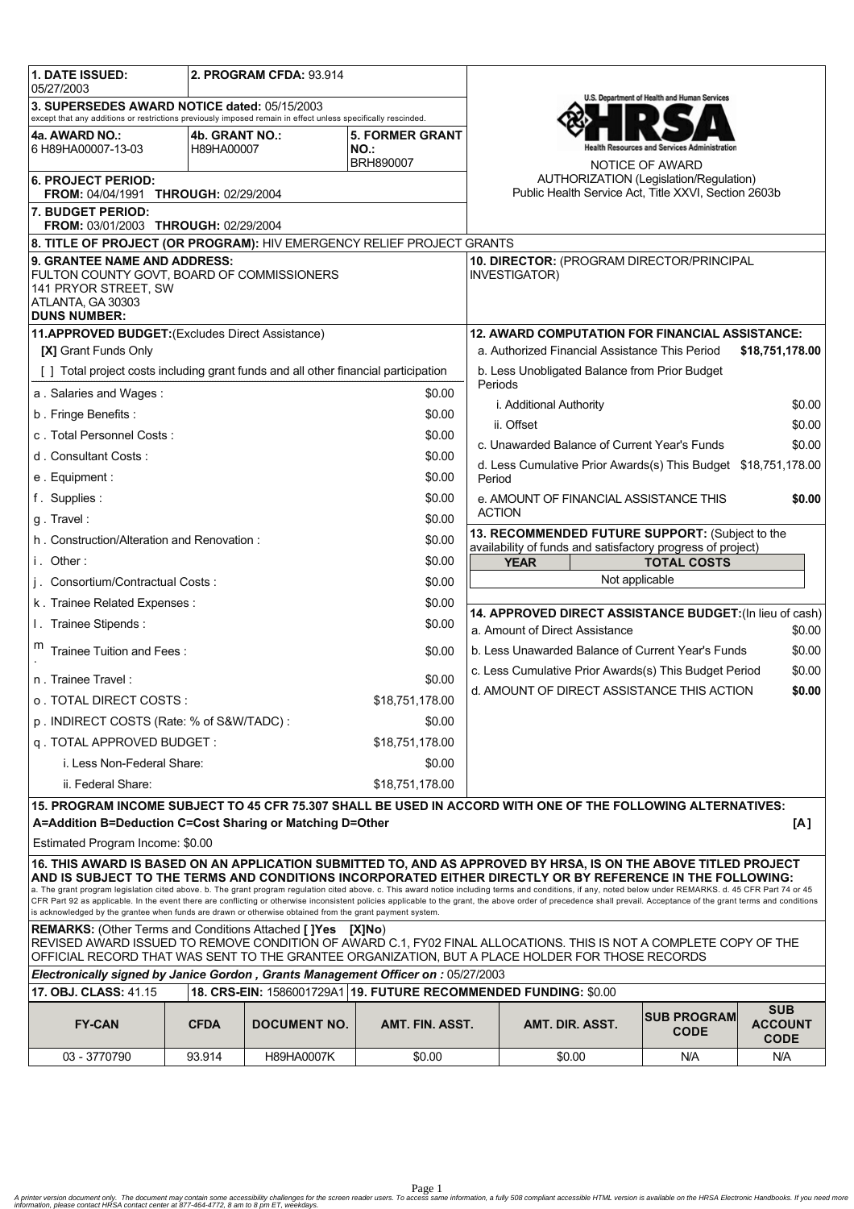**1. DATE ISSUED:** 05/27/2003

**2. PROGRAM CFDA:** 93.914

**3. SUPERSEDES AWARD NOTICE dated:** 05/15/2003
except that any additions or restrictions previously imposed remain in effect unless specifically rescinded.

**4a. AWARD NO.:** 6 H89HA00007-13-03

**4b. GRANT NO.:** H89HA00007

**5. FORMER GRANT NO.:** BRH890007

**6. PROJECT PERIOD:**
**FROM:** 04/04/1991 **THROUGH:** 02/29/2004

**7. BUDGET PERIOD:**
**FROM:** 03/01/2003 **THROUGH:** 02/29/2004

U.S. Department of Health and Human Services
HRSA
Health Resources and Services Administration

NOTICE OF AWARD
AUTHORIZATION (Legislation/Regulation)
Public Health Service Act, Title XXVI, Section 2603b

**8. TITLE OF PROJECT (OR PROGRAM):** HIV EMERGENCY RELIEF PROJECT GRANTS

**9. GRANTEE NAME AND ADDRESS:**
FULTON COUNTY GOVT, BOARD OF COMMISSIONERS
141 PRYOR STREET, SW
ATLANTA, GA 30303
**DUNS NUMBER:**

**10. DIRECTOR:** (PROGRAM DIRECTOR/PRINCIPAL INVESTIGATOR)

**11.APPROVED BUDGET:**(Excludes Direct Assistance)

**[X]** Grant Funds Only

[ ] Total project costs including grant funds and all other financial participation

| Item | Amount |
|---|---|
| a . Salaries and Wages : | $0.00 |
| b . Fringe Benefits : | $0.00 |
| c . Total Personnel Costs : | $0.00 |
| d . Consultant Costs : | $0.00 |
| e . Equipment : | $0.00 |
| f . Supplies : | $0.00 |
| g . Travel : | $0.00 |
| h . Construction/Alteration and Renovation : | $0.00 |
| i . Other : | $0.00 |
| j . Consortium/Contractual Costs : | $0.00 |
| k . Trainee Related Expenses : | $0.00 |
| l . Trainee Stipends : | $0.00 |
| m . Trainee Tuition and Fees : | $0.00 |
| n . Trainee Travel : | $0.00 |
| o . TOTAL DIRECT COSTS : | $18,751,178.00 |
| p . INDIRECT COSTS (Rate: % of S&W/TADC) : | $0.00 |
| q . TOTAL APPROVED BUDGET : | $18,751,178.00 |
| i. Less Non-Federal Share: | $0.00 |
| ii. Federal Share: | $18,751,178.00 |

**12. AWARD COMPUTATION FOR FINANCIAL ASSISTANCE:**

| Item | Amount |
|---|---|
| a. Authorized Financial Assistance This Period | **$18,751,178.00** |
| b. Less Unobligated Balance from Prior Budget Periods | |
| i. Additional Authority | $0.00 |
| ii. Offset | $0.00 |
| c. Unawarded Balance of Current Year's Funds | $0.00 |
| d. Less Cumulative Prior Awards(s) This Budget Period | $18,751,178.00 |
| e. AMOUNT OF FINANCIAL ASSISTANCE THIS ACTION | **$0.00** |

**13. RECOMMENDED FUTURE SUPPORT:** (Subject to the availability of funds and satisfactory progress of project)

| YEAR | TOTAL COSTS |
|---|---|
| Not applicable | |

**14. APPROVED DIRECT ASSISTANCE BUDGET:**(In lieu of cash)

| Item | Amount |
|---|---|
| a. Amount of Direct Assistance | $0.00 |
| b. Less Unawarded Balance of Current Year's Funds | $0.00 |
| c. Less Cumulative Prior Awards(s) This Budget Period | $0.00 |
| d. AMOUNT OF DIRECT ASSISTANCE THIS ACTION | **$0.00** |

**15. PROGRAM INCOME SUBJECT TO 45 CFR 75.307 SHALL BE USED IN ACCORD WITH ONE OF THE FOLLOWING ALTERNATIVES:**
**A=Addition B=Deduction C=Cost Sharing or Matching D=Other** **[A]**

Estimated Program Income: $0.00

**16. THIS AWARD IS BASED ON AN APPLICATION SUBMITTED TO, AND AS APPROVED BY HRSA, IS ON THE ABOVE TITLED PROJECT AND IS SUBJECT TO THE TERMS AND CONDITIONS INCORPORATED EITHER DIRECTLY OR BY REFERENCE IN THE FOLLOWING:**
a. The grant program legislation cited above. b. The grant program regulation cited above. c. This award notice including terms and conditions, if any, noted below under REMARKS. d. 45 CFR Part 74 or 45 CFR Part 92 as applicable. In the event there are conflicting or otherwise inconsistent policies applicable to the grant, the above order of precedence shall prevail. Acceptance of the grant terms and conditions is acknowledged by the grantee when funds are drawn or otherwise obtained from the grant payment system.

**REMARKS:** (Other Terms and Conditions Attached **[ ]Yes [X]No**)
REVISED AWARD ISSUED TO REMOVE CONDITION OF AWARD C.1, FY02 FINAL ALLOCATIONS. THIS IS NOT A COMPLETE COPY OF THE OFFICIAL RECORD THAT WAS SENT TO THE GRANTEE ORGANIZATION, BUT A PLACE HOLDER FOR THOSE RECORDS

***Electronically signed by Janice Gordon , Grants Management Officer on :*** 05/27/2003

**17. OBJ. CLASS:** 41.15 | **18. CRS-EIN:** 1586001729A1 | **19. FUTURE RECOMMENDED FUNDING:** $0.00

| FY-CAN | CFDA | DOCUMENT NO. | AMT. FIN. ASST. | AMT. DIR. ASST. | SUB PROGRAM CODE | SUB ACCOUNT CODE |
|---|---|---|---|---|---|---|
| 03 - 3770790 | 93.914 | H89HA0007K | $0.00 | $0.00 | N/A | N/A |

A printer version document only. The document may contain some accessibility challenges for the screen reader users. To access same information, a fully 508 compliant accessible HTML version is available on the HRSA Electronic Handbooks. If you need more information, please contact HRSA contact center at 877-464-4772, 8 am to 8 pm ET, weekdays.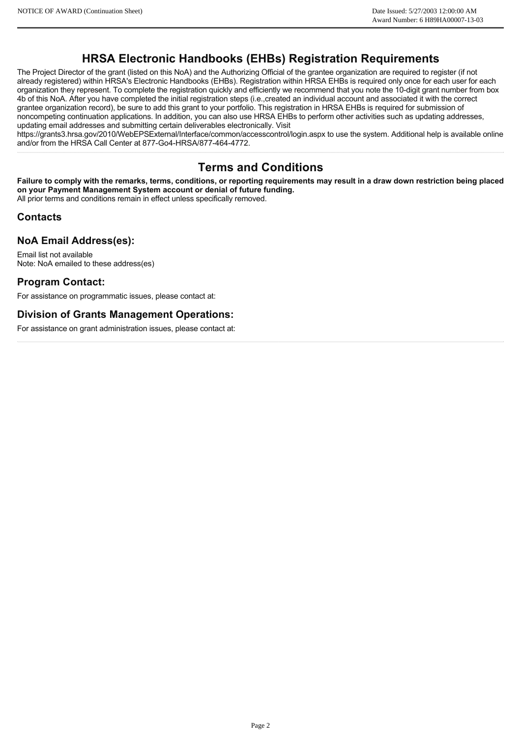## HRSA Electronic Handbooks (EHBs) Registration Requirements

The Project Director of the grant (listed on this NoA) and the Authorizing Official of the grantee organization are required to register (if not already registered) within HRSA's Electronic Handbooks (EHBs). Registration within HRSA EHBs is required only once for each user for each organization they represent. To complete the registration quickly and efficiently we recommend that you note the 10-digit grant number from box 4b of this NoA. After you have completed the initial registration steps (i.e.,created an individual account and associated it with the correct grantee organization record), be sure to add this grant to your portfolio. This registration in HRSA EHBs is required for submission of noncompeting continuation applications. In addition, you can also use HRSA EHBs to perform other activities such as updating addresses, updating email addresses and submitting certain deliverables electronically. Visit https://grants3.hrsa.gov/2010/WebEPSExternal/Interface/common/accesscontrol/login.aspx to use the system. Additional help is available online and/or from the HRSA Call Center at 877-Go4-HRSA/877-464-4772.

## Terms and Conditions

**Failure to comply with the remarks, terms, conditions, or reporting requirements may result in a draw down restriction being placed on your Payment Management System account or denial of future funding.**

All prior terms and conditions remain in effect unless specifically removed.

### Contacts

### NoA Email Address(es):

Email list not available

Note: NoA emailed to these address(es)

### Program Contact:

For assistance on programmatic issues, please contact at:

### Division of Grants Management Operations:

For assistance on grant administration issues, please contact at: